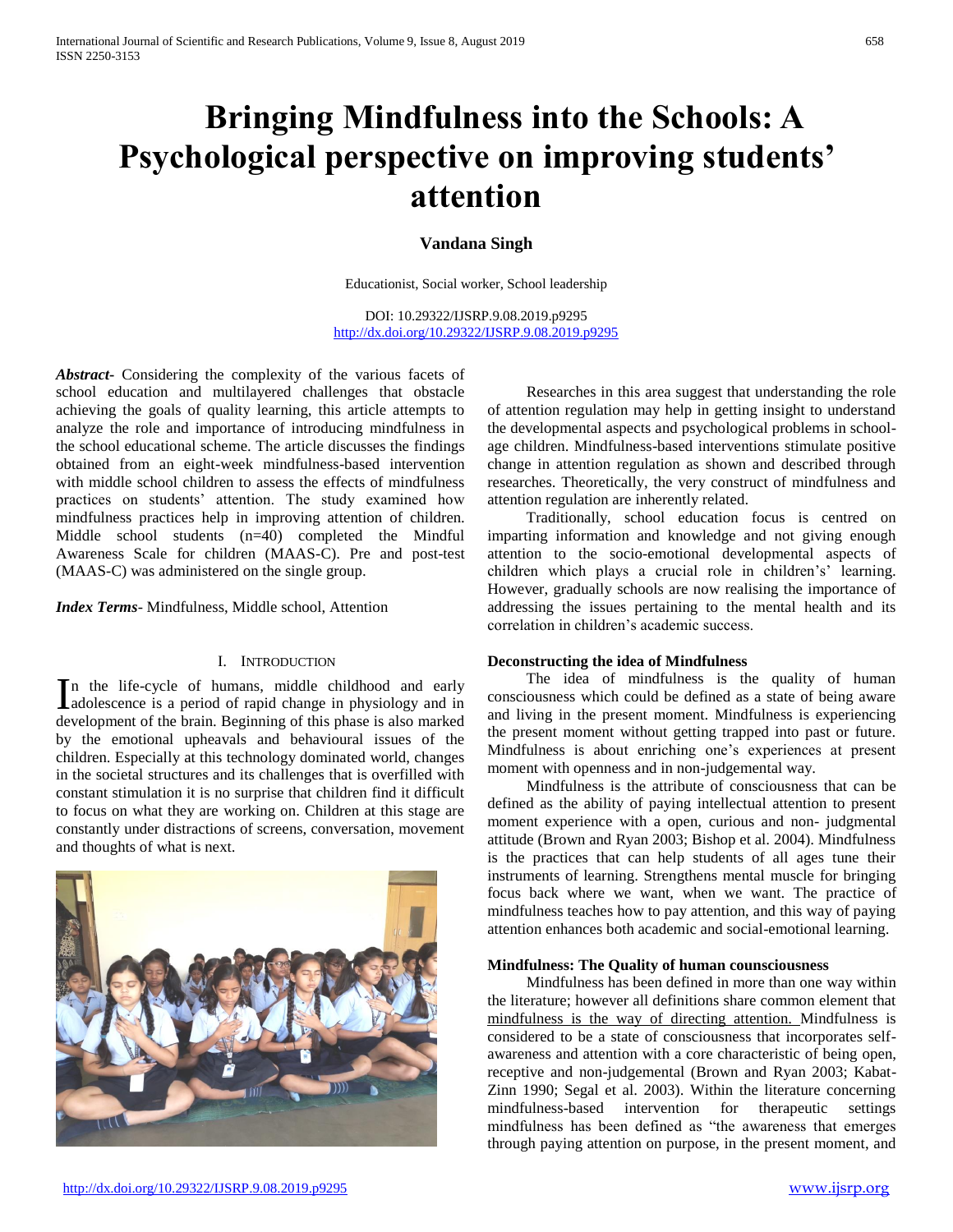# Bringing Mindfulness into the Schools: A Psychological perspective on improving students' attention

**Vandana Singh**

Educationist, Social worker, School leadership

DOI: 10.29322/IJSRP.9.08.2019.p9295
http://dx.doi.org/10.29322/IJSRP.9.08.2019.p9295

***Abstract*-** Considering the complexity of the various facets of school education and multilayered challenges that obstacle achieving the goals of quality learning, this article attempts to analyze the role and importance of introducing mindfulness in the school educational scheme. The article discusses the findings obtained from an eight-week mindfulness-based intervention with middle school children to assess the effects of mindfulness practices on students' attention. The study examined how mindfulness practices help in improving attention of children. Middle school students (n=40) completed the Mindful Awareness Scale for children (MAAS-C). Pre and post-test (MAAS-C) was administered on the single group.

***Index Terms*-** Mindfulness, Middle school, Attention

## I. Introduction

In the life-cycle of humans, middle childhood and early adolescence is a period of rapid change in physiology and in development of the brain. Beginning of this phase is also marked by the emotional upheavals and behavioural issues of the children. Especially at this technology dominated world, changes in the societal structures and its challenges that is overfilled with constant stimulation it is no surprise that children find it difficult to focus on what they are working on. Children at this stage are constantly under distractions of screens, conversation, movement and thoughts of what is next.

Researches in this area suggest that understanding the role of attention regulation may help in getting insight to understand the developmental aspects and psychological problems in school-age children. Mindfulness-based interventions stimulate positive change in attention regulation as shown and described through researches. Theoretically, the very construct of mindfulness and attention regulation are inherently related.

Traditionally, school education focus is centred on imparting information and knowledge and not giving enough attention to the socio-emotional developmental aspects of children which plays a crucial role in childrens's' learning. However, gradually schools are now realising the importance of addressing the issues pertaining to the mental health and its correlation in children's academic success.

**Deconstructing the idea of Mindfulness**

The idea of mindfulness is the quality of human consciousness which could be defined as a state of being aware and living in the present moment. Mindfulness is experiencing the present moment without getting trapped into past or future. Mindfulness is about enriching one's experiences at present moment with openness and in non-judgemental way.

Mindfulness is the attribute of consciousness that can be defined as the ability of paying intellectual attention to present moment experience with a open, curious and non- judgmental attitude (Brown and Ryan 2003; Bishop et al. 2004). Mindfulness is the practices that can help students of all ages tune their instruments of learning. Strengthens mental muscle for bringing focus back where we want, when we want. The practice of mindfulness teaches how to pay attention, and this way of paying attention enhances both academic and social-emotional learning.

**Mindfulness: The Quality of human counsciousness**

Mindfulness has been defined in more than one way within the literature; however all definitions share common element that mindfulness is the way of directing attention. Mindfulness is considered to be a state of consciousness that incorporates self-awareness and attention with a core characteristic of being open, receptive and non-judgemental (Brown and Ryan 2003; Kabat-Zinn 1990; Segal et al. 2003). Within the literature concerning mindfulness-based intervention for therapeutic settings mindfulness has been defined as "the awareness that emerges through paying attention on purpose, in the present moment, and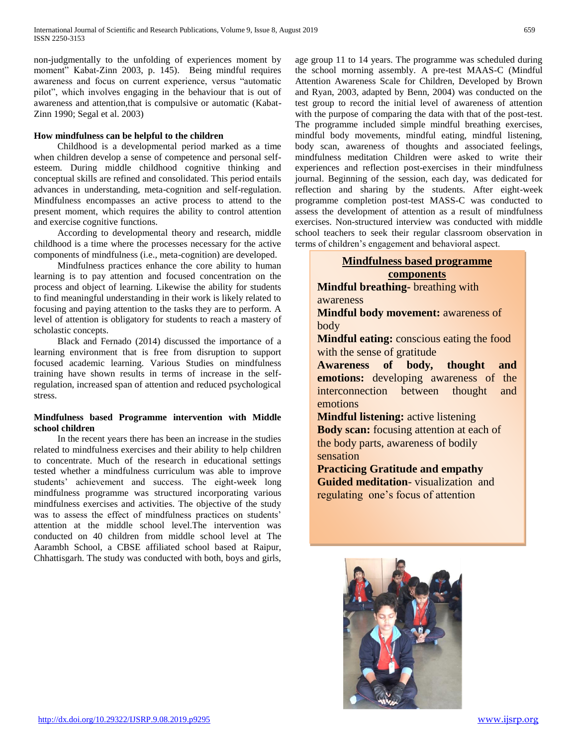non-judgmentally to the unfolding of experiences moment by moment" Kabat-Zinn 2003, p. 145). Being mindful requires awareness and focus on current experience, versus "automatic pilot", which involves engaging in the behaviour that is out of awareness and attention,that is compulsive or automatic (Kabat-Zinn 1990; Segal et al. 2003)

**How mindfulness can be helpful to the children**

Childhood is a developmental period marked as a time when children develop a sense of competence and personal self-esteem. During middle childhood cognitive thinking and conceptual skills are refined and consolidated. This period entails advances in understanding, meta-cognition and self-regulation. Mindfulness encompasses an active process to attend to the present moment, which requires the ability to control attention and exercise cognitive functions.

According to developmental theory and research, middle childhood is a time where the processes necessary for the active components of mindfulness (i.e., meta-cognition) are developed.

Mindfulness practices enhance the core ability to human learning is to pay attention and focused concentration on the process and object of learning. Likewise the ability for students to find meaningful understanding in their work is likely related to focusing and paying attention to the tasks they are to perform. A level of attention is obligatory for students to reach a mastery of scholastic concepts.

Black and Fernado (2014) discussed the importance of a learning environment that is free from disruption to support focused academic learning. Various Studies on mindfulness training have shown results in terms of increase in the self-regulation, increased span of attention and reduced psychological stress.

**Mindfulness based Programme intervention with Middle school children**

In the recent years there has been an increase in the studies related to mindfulness exercises and their ability to help children to concentrate. Much of the research in educational settings tested whether a mindfulness curriculum was able to improve students' achievement and success. The eight-week long mindfulness programme was structured incorporating various mindfulness exercises and activities. The objective of the study was to assess the effect of mindfulness practices on students' attention at the middle school level.The intervention was conducted on 40 children from middle school level at The Aarambh School, a CBSE affiliated school based at Raipur, Chhattisgarh. The study was conducted with both, boys and girls, age group 11 to 14 years. The programme was scheduled during the school morning assembly. A pre-test MAAS-C (Mindful Attention Awareness Scale for Children, Developed by Brown and Ryan, 2003, adapted by Benn, 2004) was conducted on the test group to record the initial level of awareness of attention with the purpose of comparing the data with that of the post-test. The programme included simple mindful breathing exercises, mindful body movements, mindful eating, mindful listening, body scan, awareness of thoughts and associated feelings, mindfulness meditation Children were asked to write their experiences and reflection post-exercises in their mindfulness journal. Beginning of the session, each day, was dedicated for reflection and sharing by the students. After eight-week programme completion post-test MASS-C was conducted to assess the development of attention as a result of mindfulness exercises. Non-structured interview was conducted with middle school teachers to seek their regular classroom observation in terms of children's engagement and behavioral aspect.

**Mindfulness based programme components**

**Mindful breathing**- breathing with awareness

**Mindful body movement:** awareness of body

**Mindful eating:** conscious eating the food with the sense of gratitude

**Awareness of body, thought and emotions:** developing awareness of the interconnection between thought and emotions

**Mindful listening:** active listening

**Body scan:** focusing attention at each of the body parts, awareness of bodily sensation

**Practicing Gratitude and empathy**

**Guided meditation**- visualization and regulating one's focus of attention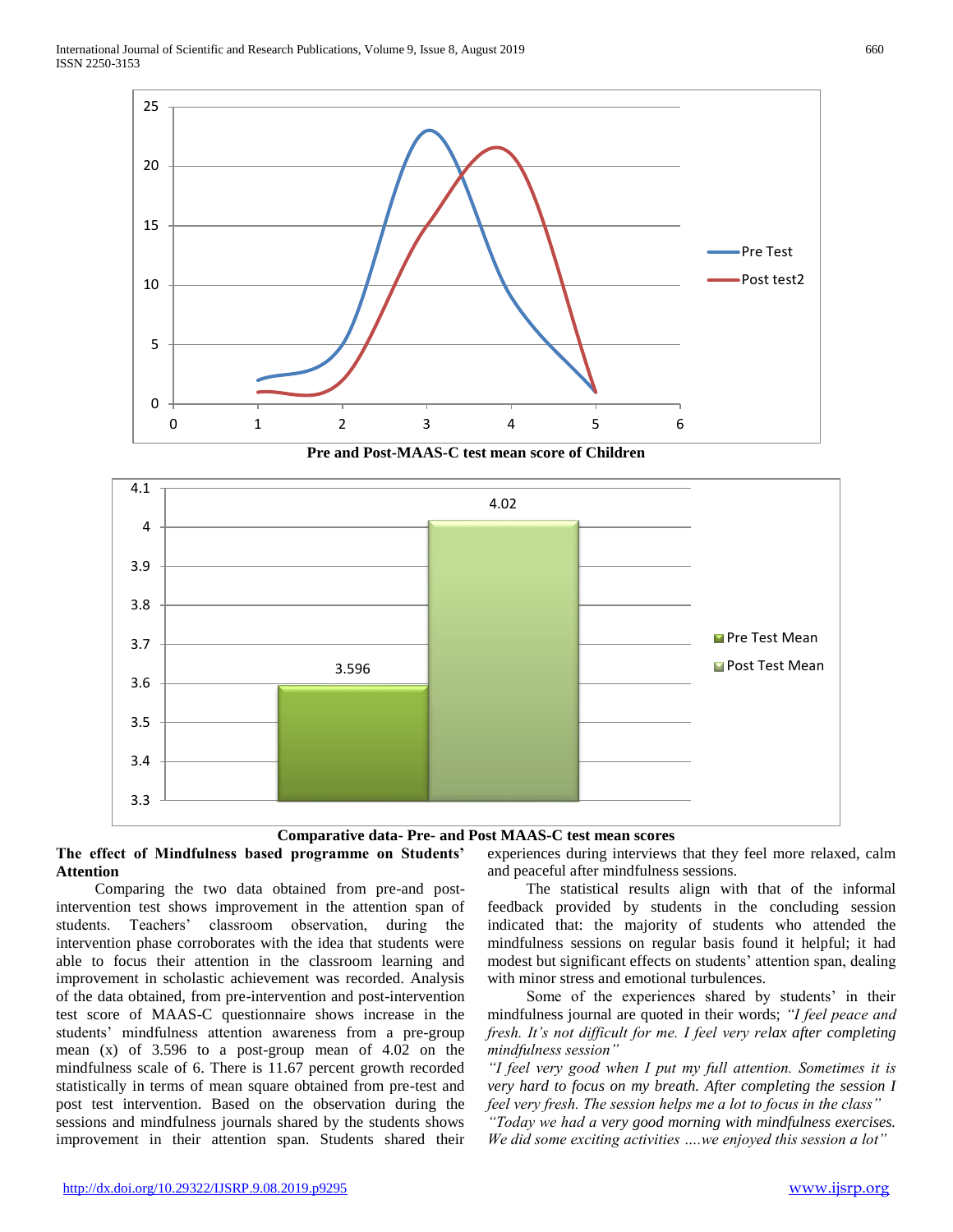**Pre and Post-MAAS-C test mean score of Children**

**Comparative data- Pre- and Post MAAS-C test mean scores**

**The effect of Mindfulness based programme on Students' Attention**

Comparing the two data obtained from pre-and post-intervention test shows improvement in the attention span of students. Teachers' classroom observation, during the intervention phase corroborates with the idea that students were able to focus their attention in the classroom learning and improvement in scholastic achievement was recorded. Analysis of the data obtained, from pre-intervention and post-intervention test score of MAAS-C questionnaire shows increase in the students' mindfulness attention awareness from a pre-group mean (x) of 3.596 to a post-group mean of 4.02 on the mindfulness scale of 6. There is 11.67 percent growth recorded statistically in terms of mean square obtained from pre-test and post test intervention. Based on the observation during the sessions and mindfulness journals shared by the students shows improvement in their attention span. Students shared their experiences during interviews that they feel more relaxed, calm and peaceful after mindfulness sessions.

The statistical results align with that of the informal feedback provided by students in the concluding session indicated that: the majority of students who attended the mindfulness sessions on regular basis found it helpful; it had modest but significant effects on students' attention span, dealing with minor stress and emotional turbulences.

Some of the experiences shared by students' in their mindfulness journal are quoted in their words; *"I feel peace and fresh. It's not difficult for me. I feel very relax after completing mindfulness session"*

*"I feel very good when I put my full attention. Sometimes it is very hard to focus on my breath. After completing the session I feel very fresh. The session helps me a lot to focus in the class"*

*"Today we had a very good morning with mindfulness exercises. We did some exciting activities ....we enjoyed this session a lot"*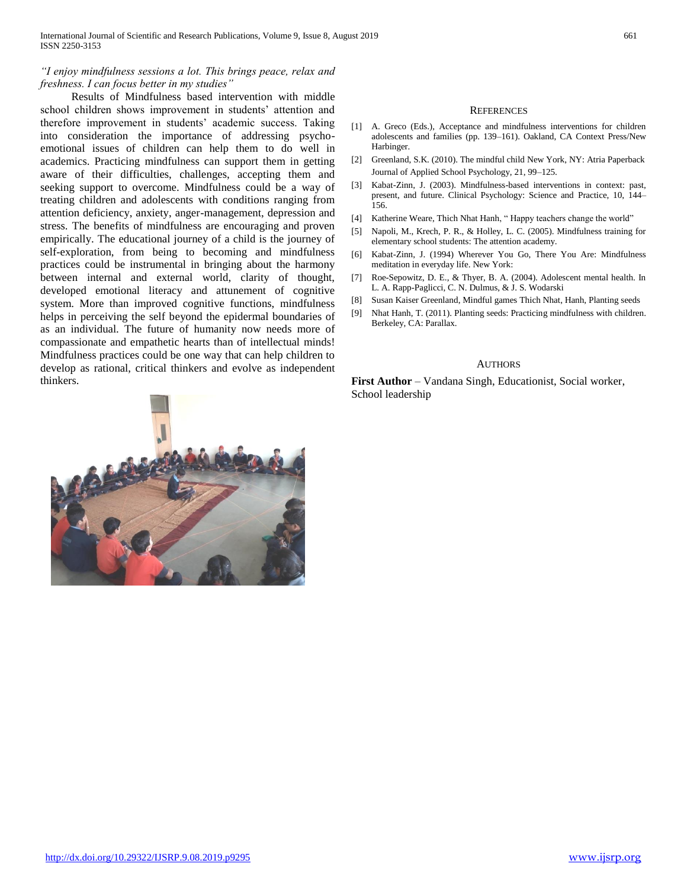*"I enjoy mindfulness sessions a lot. This brings peace, relax and freshness. I can focus better in my studies"*

Results of Mindfulness based intervention with middle school children shows improvement in students' attention and therefore improvement in students' academic success. Taking into consideration the importance of addressing psycho-emotional issues of children can help them to do well in academics. Practicing mindfulness can support them in getting aware of their difficulties, challenges, accepting them and seeking support to overcome. Mindfulness could be a way of treating children and adolescents with conditions ranging from attention deficiency, anxiety, anger-management, depression and stress. The benefits of mindfulness are encouraging and proven empirically. The educational journey of a child is the journey of self-exploration, from being to becoming and mindfulness practices could be instrumental in bringing about the harmony between internal and external world, clarity of thought, developed emotional literacy and attunement of cognitive system. More than improved cognitive functions, mindfulness helps in perceiving the self beyond the epidermal boundaries of as an individual. The future of humanity now needs more of compassionate and empathetic hearts than of intellectual minds! Mindfulness practices could be one way that can help children to develop as rational, critical thinkers and evolve as independent thinkers.

## REFERENCES

[1] A. Greco (Eds.), Acceptance and mindfulness interventions for children adolescents and families (pp. 139–161). Oakland, CA Context Press/New Harbinger.

[2] Greenland, S.K. (2010). The mindful child New York, NY: Atria Paperback Journal of Applied School Psychology, 21, 99–125.

[3] Kabat-Zinn, J. (2003). Mindfulness-based interventions in context: past, present, and future. Clinical Psychology: Science and Practice, 10, 144–156.

[4] Katherine Weare, Thich Nhat Hanh, " Happy teachers change the world"

[5] Napoli, M., Krech, P. R., & Holley, L. C. (2005). Mindfulness training for elementary school students: The attention academy.

[6] Kabat-Zinn, J. (1994) Wherever You Go, There You Are: Mindfulness meditation in everyday life. New York:

[7] Roe-Sepowitz, D. E., & Thyer, B. A. (2004). Adolescent mental health. In L. A. Rapp-Paglicci, C. N. Dulmus, & J. S. Wodarski

[8] Susan Kaiser Greenland, Mindful games Thich Nhat, Hanh, Planting seeds

[9] Nhat Hanh, T. (2011). Planting seeds: Practicing mindfulness with children. Berkeley, CA: Parallax.

## AUTHORS

**First Author** – Vandana Singh, Educationist, Social worker, School leadership